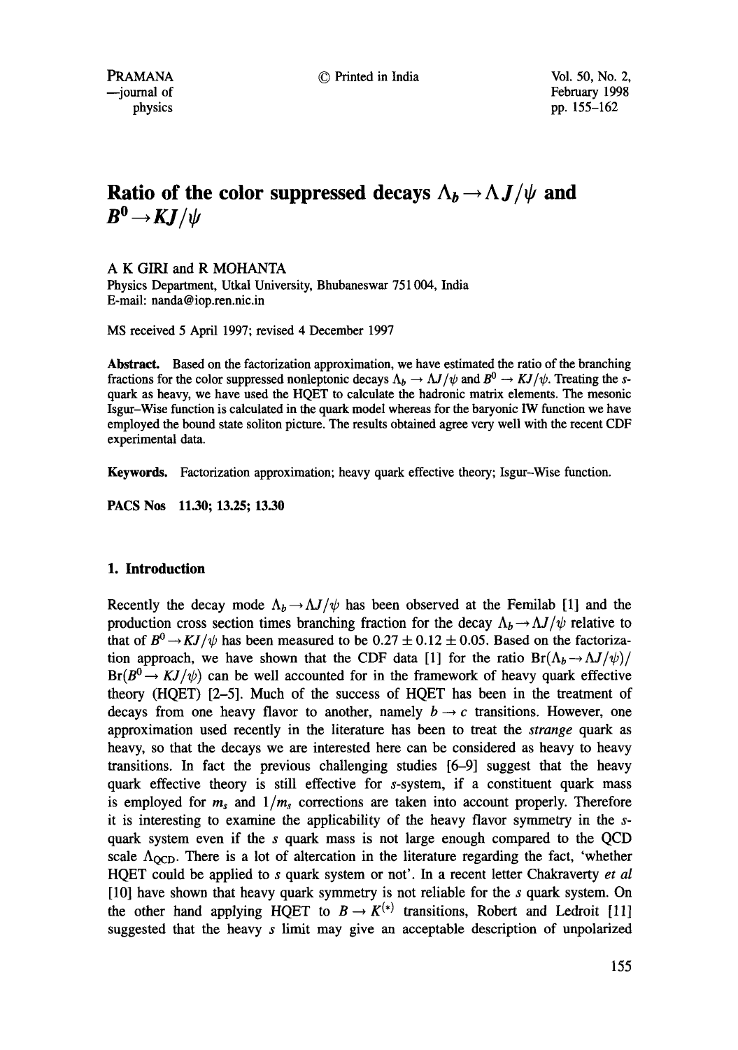# Ratio of the color suppressed decays $\Lambda_b \to \Lambda J/\psi$ and $B^0 \to KJ/\psi$

A K GIRI and R MOHANTA

Physics Department, Utkal University, Bhubaneswar 751 004, India

E-mail: nanda@iop.ren.nic.in

MS received 5 April 1997; revised 4 December 1997

**Abstract.** Based on the factorization approximation, we have estimated the ratio of the branching fractions for the color suppressed nonleptonic decays $\Lambda_b \to \Lambda J/\psi$ and $B^0 \to KJ/\psi$. Treating the $s$-quark as heavy, we have used the HQET to calculate the hadronic matrix elements. The mesonic Isgur–Wise function is calculated in the quark model whereas for the baryonic IW function we have employed the bound state soliton picture. The results obtained agree very well with the recent CDF experimental data.

**Keywords.** Factorization approximation; heavy quark effective theory; Isgur–Wise function.

**PACS Nos** 11.30; 13.25; 13.30

## 1. Introduction

Recently the decay mode $\Lambda_b \to \Lambda J/\psi$ has been observed at the Femilab [1] and the production cross section times branching fraction for the decay $\Lambda_b \to \Lambda J/\psi$ relative to that of $B^0 \to KJ/\psi$ has been measured to be $0.27 \pm 0.12 \pm 0.05$. Based on the factorization approach, we have shown that the CDF data [1] for the ratio $\text{Br}(\Lambda_b \to \Lambda J/\psi)/\text{Br}(B^0 \to KJ/\psi)$ can be well accounted for in the framework of heavy quark effective theory (HQET) [2–5]. Much of the success of HQET has been in the treatment of decays from one heavy flavor to another, namely $b \to c$ transitions. However, one approximation used recently in the literature has been to treat the *strange* quark as heavy, so that the decays we are interested here can be considered as heavy to heavy transitions. In fact the previous challenging studies [6–9] suggest that the heavy quark effective theory is still effective for $s$-system, if a constituent quark mass is employed for $m_s$ and $1/m_s$ corrections are taken into account properly. Therefore it is interesting to examine the applicability of the heavy flavor symmetry in the $s$-quark system even if the $s$ quark mass is not large enough compared to the QCD scale $\Lambda_{\text{QCD}}$. There is a lot of altercation in the literature regarding the fact, 'whether HQET could be applied to $s$ quark system or not'. In a recent letter Chakraverty *et al* [10] have shown that heavy quark symmetry is not reliable for the $s$ quark system. On the other hand applying HQET to $B \to K^{(*)}$ transitions, Robert and Ledroit [11] suggested that the heavy $s$ limit may give an acceptable description of unpolarized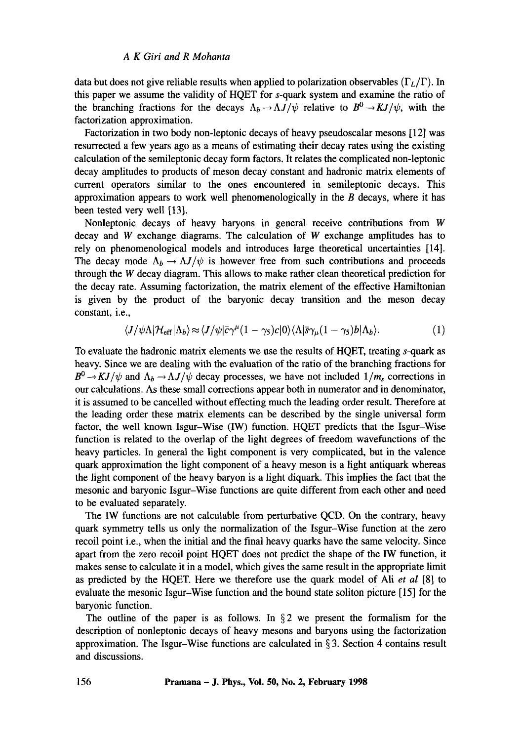data but does not give reliable results when applied to polarization observables ($\Gamma_L/\Gamma$). In this paper we assume the validity of HQET for $s$-quark system and examine the ratio of the branching fractions for the decays $\Lambda_b \to \Lambda J/\psi$ relative to $B^0 \to KJ/\psi$, with the factorization approximation.

Factorization in two body non-leptonic decays of heavy pseudoscalar mesons [12] was resurrected a few years ago as a means of estimating their decay rates using the existing calculation of the semileptonic decay form factors. It relates the complicated non-leptonic decay amplitudes to products of meson decay constant and hadronic matrix elements of current operators similar to the ones encountered in semileptonic decays. This approximation appears to work well phenomenologically in the $B$ decays, where it has been tested very well [13].

Nonleptonic decays of heavy baryons in general receive contributions from $W$ decay and $W$ exchange diagrams. The calculation of $W$ exchange amplitudes has to rely on phenomenological models and introduces large theoretical uncertainties [14]. The decay mode $\Lambda_b \to \Lambda J/\psi$ is however free from such contributions and proceeds through the $W$ decay diagram. This allows to make rather clean theoretical prediction for the decay rate. Assuming factorization, the matrix element of the effective Hamiltonian is given by the product of the baryonic decay transition and the meson decay constant, i.e.,

$$\langle J/\psi \Lambda | \mathcal{H}_{\rm eff} | \Lambda_b \rangle \approx \langle J/\psi | \bar{c}\gamma^\mu (1-\gamma_5) c | 0 \rangle \langle \Lambda | \bar{s}\gamma_\mu (1-\gamma_5) b | \Lambda_b \rangle. \tag{1}$$

To evaluate the hadronic matrix elements we use the results of HQET, treating $s$-quark as heavy. Since we are dealing with the evaluation of the ratio of the branching fractions for $B^0 \to KJ/\psi$ and $\Lambda_b \to \Lambda J/\psi$ decay processes, we have not included $1/m_s$ corrections in our calculations. As these small corrections appear both in numerator and in denominator, it is assumed to be cancelled without effecting much the leading order result. Therefore at the leading order these matrix elements can be described by the single universal form factor, the well known Isgur–Wise (IW) function. HQET predicts that the Isgur–Wise function is related to the overlap of the light degrees of freedom wavefunctions of the heavy particles. In general the light component is very complicated, but in the valence quark approximation the light component of a heavy meson is a light antiquark whereas the light component of the heavy baryon is a light diquark. This implies the fact that the mesonic and baryonic Isgur–Wise functions are quite different from each other and need to be evaluated separately.

The IW functions are not calculable from perturbative QCD. On the contrary, heavy quark symmetry tells us only the normalization of the Isgur–Wise function at the zero recoil point i.e., when the initial and the final heavy quarks have the same velocity. Since apart from the zero recoil point HQET does not predict the shape of the IW function, it makes sense to calculate it in a model, which gives the same result in the appropriate limit as predicted by the HQET. Here we therefore use the quark model of Ali *et al* [8] to evaluate the mesonic Isgur–Wise function and the bound state soliton picture [15] for the baryonic function.

The outline of the paper is as follows. In § 2 we present the formalism for the description of nonleptonic decays of heavy mesons and baryons using the factorization approximation. The Isgur–Wise functions are calculated in § 3. Section 4 contains result and discussions.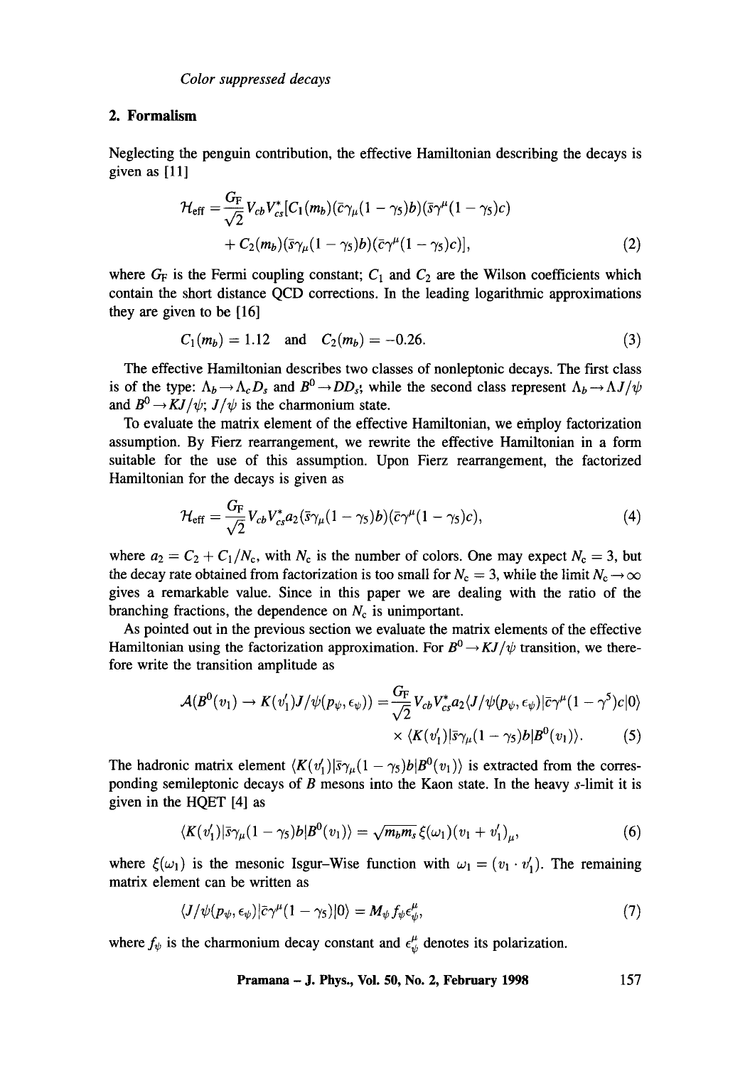## 2. Formalism

Neglecting the penguin contribution, the effective Hamiltonian describing the decays is given as [11]

$$\mathcal{H}_{\text{eff}} = \frac{G_{\text{F}}}{\sqrt{2}} V_{cb} V_{cs}^{*} [C_1(m_b)(\bar{c}\gamma_\mu(1-\gamma_5)b)(\bar{s}\gamma^\mu(1-\gamma_5)c) + C_2(m_b)(\bar{s}\gamma_\mu(1-\gamma_5)b)(\bar{c}\gamma^\mu(1-\gamma_5)c)], \tag{2}$$

where $G_{\text{F}}$ is the Fermi coupling constant; $C_1$ and $C_2$ are the Wilson coefficients which contain the short distance QCD corrections. In the leading logarithmic approximations they are given to be [16]

$$C_1(m_b) = 1.12 \quad \text{and} \quad C_2(m_b) = -0.26. \tag{3}$$

The effective Hamiltonian describes two classes of nonleptonic decays. The first class is of the type: $\Lambda_b \rightarrow \Lambda_c D_s$ and $B^0 \rightarrow DD_s$; while the second class represent $\Lambda_b \rightarrow \Lambda J/\psi$ and $B^0 \rightarrow KJ/\psi$; $J/\psi$ is the charmonium state.

To evaluate the matrix element of the effective Hamiltonian, we employ factorization assumption. By Fierz rearrangement, we rewrite the effective Hamiltonian in a form suitable for the use of this assumption. Upon Fierz rearrangement, the factorized Hamiltonian for the decays is given as

$$\mathcal{H}_{\text{eff}} = \frac{G_{\text{F}}}{\sqrt{2}} V_{cb} V_{cs}^{*} a_2 (\bar{s}\gamma_\mu(1-\gamma_5)b)(\bar{c}\gamma^\mu(1-\gamma_5)c), \tag{4}$$

where $a_2 = C_2 + C_1/N_c$, with $N_c$ is the number of colors. One may expect $N_c = 3$, but the decay rate obtained from factorization is too small for $N_c = 3$, while the limit $N_c \rightarrow \infty$ gives a remarkable value. Since in this paper we are dealing with the ratio of the branching fractions, the dependence on $N_c$ is unimportant.

As pointed out in the previous section we evaluate the matrix elements of the effective Hamiltonian using the factorization approximation. For $B^0 \rightarrow KJ/\psi$ transition, we therefore write the transition amplitude as

$$\mathcal{A}(B^0(v_1) \rightarrow K(v_1')J/\psi(p_\psi, \epsilon_\psi)) = \frac{G_{\text{F}}}{\sqrt{2}} V_{cb} V_{cs}^{*} a_2 \langle J/\psi(p_\psi, \epsilon_\psi)|\bar{c}\gamma^\mu(1-\gamma^5)c|0\rangle \times \langle K(v_1')|\bar{s}\gamma_\mu(1-\gamma_5)b|B^0(v_1)\rangle. \tag{5}$$

The hadronic matrix element $\langle K(v_1')|\bar{s}\gamma_\mu(1-\gamma_5)b|B^0(v_1)\rangle$ is extracted from the corresponding semileptonic decays of $B$ mesons into the Kaon state. In the heavy $s$-limit it is given in the HQET [4] as

$$\langle K(v_1')|\bar{s}\gamma_\mu(1-\gamma_5)b|B^0(v_1)\rangle = \sqrt{m_b m_s}\,\xi(\omega_1)(v_1 + v_1')_\mu, \tag{6}$$

where $\xi(\omega_1)$ is the mesonic Isgur–Wise function with $\omega_1 = (v_1 \cdot v_1')$. The remaining matrix element can be written as

$$\langle J/\psi(p_\psi, \epsilon_\psi)|\bar{c}\gamma^\mu(1-\gamma_5)|0\rangle = M_\psi f_\psi \epsilon_\psi^\mu, \tag{7}$$

where $f_\psi$ is the charmonium decay constant and $\epsilon_\psi^\mu$ denotes its polarization.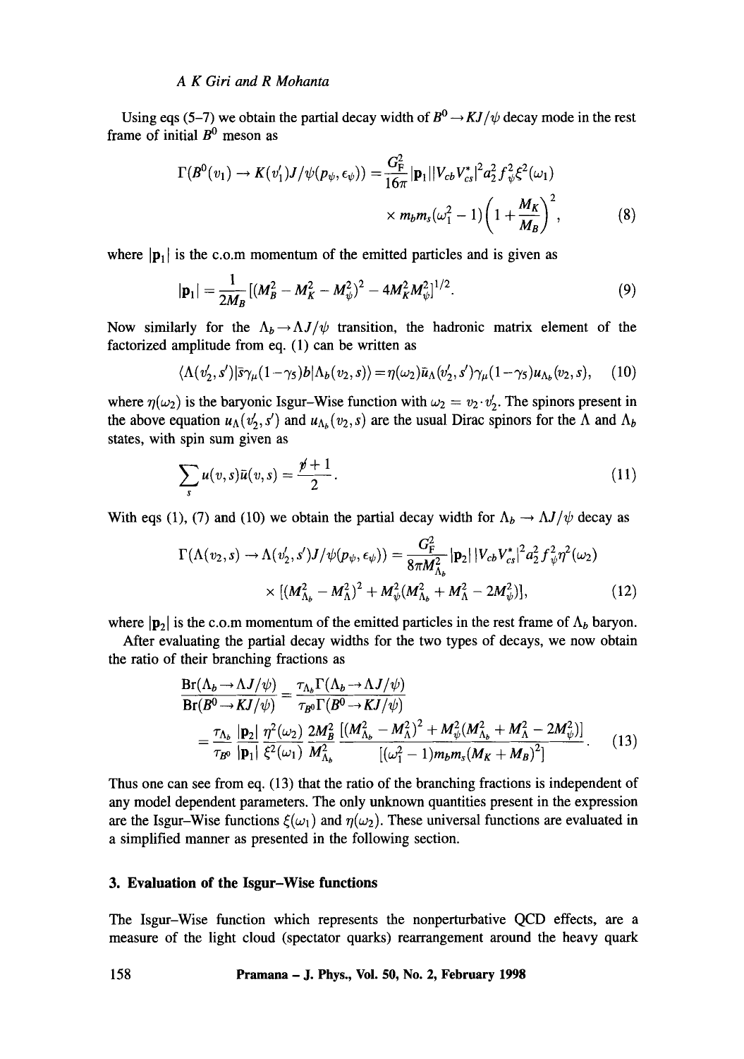Using eqs (5–7) we obtain the partial decay width of $B^0 \to K J/\psi$ decay mode in the rest frame of initial $B^0$ meson as

$$\Gamma(B^0(v_1) \to K(v_1')J/\psi(p_\psi, \epsilon_\psi)) = \frac{G_F^2}{16\pi}|\mathbf{p}_1||V_{cb}V_{cs}^*|^2 a_2^2 f_\psi^2 \xi^2(\omega_1) \times m_b m_s(\omega_1^2 - 1)\left(1 + \frac{M_K}{M_B}\right)^2, \tag{8}$$

where $|\mathbf{p}_1|$ is the c.o.m momentum of the emitted particles and is given as

$$|\mathbf{p}_1| = \frac{1}{2M_B}[(M_B^2 - M_K^2 - M_\psi^2)^2 - 4M_K^2 M_\psi^2]^{1/2}. \tag{9}$$

Now similarly for the $\Lambda_b \to \Lambda J/\psi$ transition, the hadronic matrix element of the factorized amplitude from eq. (1) can be written as

$$\langle \Lambda(v_2', s')|\bar{s}\gamma_\mu(1-\gamma_5)b|\Lambda_b(v_2, s)\rangle = \eta(\omega_2)\bar{u}_\Lambda(v_2', s')\gamma_\mu(1-\gamma_5)u_{\Lambda_b}(v_2, s), \tag{10}$$

where $\eta(\omega_2)$ is the baryonic Isgur–Wise function with $\omega_2 = v_2 \cdot v_2'$. The spinors present in the above equation $u_\Lambda(v_2', s')$ and $u_{\Lambda_b}(v_2, s)$ are the usual Dirac spinors for the $\Lambda$ and $\Lambda_b$ states, with spin sum given as

$$\sum_s u(v, s)\bar{u}(v, s) = \frac{\not{v} + 1}{2}. \tag{11}$$

With eqs (1), (7) and (10) we obtain the partial decay width for $\Lambda_b \to \Lambda J/\psi$ decay as

$$\Gamma(\Lambda(v_2, s) \to \Lambda(v_2', s')J/\psi(p_\psi, \epsilon_\psi)) = \frac{G_F^2}{8\pi M_{\Lambda_b}^2}|\mathbf{p}_2||V_{cb}V_{cs}^*|^2 a_2^2 f_\psi^2 \eta^2(\omega_2) \times [(M_{\Lambda_b}^2 - M_\Lambda^2)^2 + M_\psi^2(M_{\Lambda_b}^2 + M_\Lambda^2 - 2M_\psi^2)], \tag{12}$$

where $|\mathbf{p}_2|$ is the c.o.m momentum of the emitted particles in the rest frame of $\Lambda_b$ baryon.

After evaluating the partial decay widths for the two types of decays, we now obtain the ratio of their branching fractions as

$$\begin{aligned}\frac{\mathrm{Br}(\Lambda_b \to \Lambda J/\psi)}{\mathrm{Br}(B^0 \to K J/\psi)} &= \frac{\tau_{\Lambda_b}\Gamma(\Lambda_b \to \Lambda J/\psi)}{\tau_{B^0}\Gamma(B^0 \to K J/\psi)} \\ &= \frac{\tau_{\Lambda_b}}{\tau_{B^0}}\frac{|\mathbf{p}_2|}{|\mathbf{p}_1|}\frac{\eta^2(\omega_2)}{\xi^2(\omega_1)}\frac{2M_B^2}{M_{\Lambda_b}^2}\frac{[(M_{\Lambda_b}^2 - M_\Lambda^2)^2 + M_\psi^2(M_{\Lambda_b}^2 + M_\Lambda^2 - 2M_\psi^2)]}{[(\omega_1^2 - 1)m_b m_s(M_K + M_B)^2]}.\end{aligned} \tag{13}$$

Thus one can see from eq. (13) that the ratio of the branching fractions is independent of any model dependent parameters. The only unknown quantities present in the expression are the Isgur–Wise functions $\xi(\omega_1)$ and $\eta(\omega_2)$. These universal functions are evaluated in a simplified manner as presented in the following section.

## 3. Evaluation of the Isgur–Wise functions

The Isgur–Wise function which represents the nonperturbative QCD effects, are a measure of the light cloud (spectator quarks) rearrangement around the heavy quark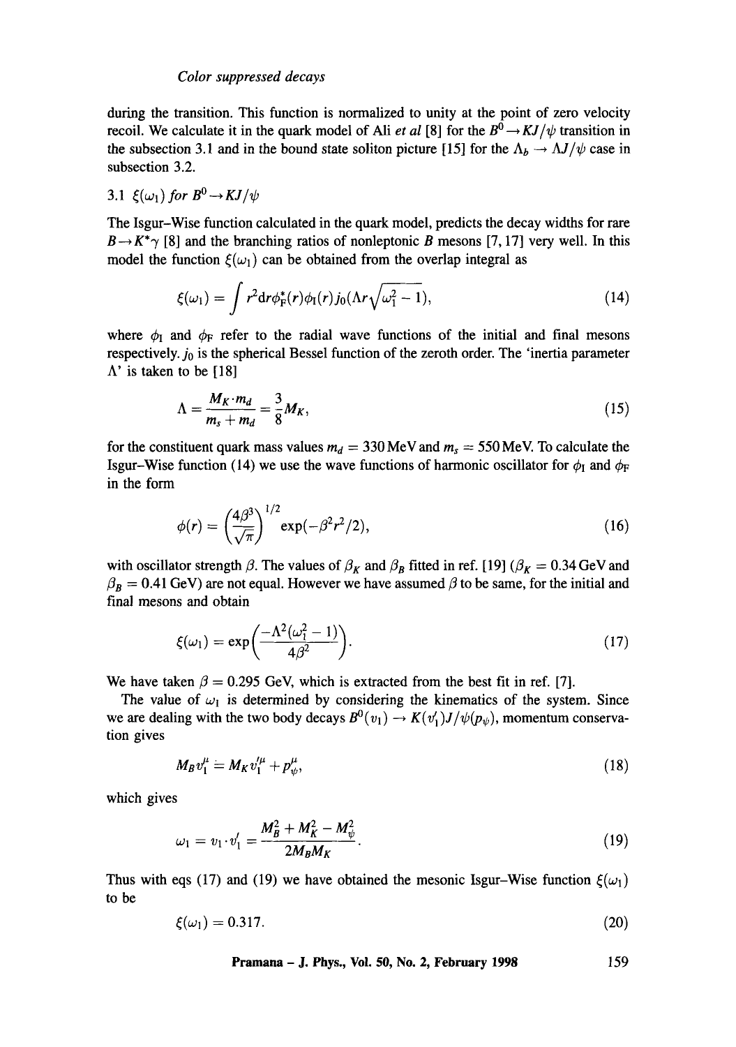during the transition. This function is normalized to unity at the point of zero velocity recoil. We calculate it in the quark model of Ali *et al* [8] for the $B^0 \to KJ/\psi$ transition in the subsection 3.1 and in the bound state soliton picture [15] for the $\Lambda_b \to \Lambda J/\psi$ case in subsection 3.2.

### 3.1 $\xi(\omega_1)$ *for* $B^0 \to KJ/\psi$

The Isgur–Wise function calculated in the quark model, predicts the decay widths for rare $B \to K^*\gamma$ [8] and the branching ratios of nonleptonic $B$ mesons [7, 17] very well. In this model the function $\xi(\omega_1)$ can be obtained from the overlap integral as

$$\xi(\omega_1) = \int r^2 \mathrm{d}r \phi_{\mathrm{F}}^*(r)\phi_{\mathrm{I}}(r) j_0(\Lambda r\sqrt{\omega_1^2 - 1}), \tag{14}$$

where $\phi_{\mathrm{I}}$ and $\phi_{\mathrm{F}}$ refer to the radial wave functions of the initial and final mesons respectively. $j_0$ is the spherical Bessel function of the zeroth order. The 'inertia parameter $\Lambda$' is taken to be [18]

$$\Lambda = \frac{M_K \cdot m_d}{m_s + m_d} = \frac{3}{8} M_K, \tag{15}$$

for the constituent quark mass values $m_d = 330\,\mathrm{MeV}$ and $m_s = 550\,\mathrm{MeV}$. To calculate the Isgur–Wise function (14) we use the wave functions of harmonic oscillator for $\phi_{\mathrm{I}}$ and $\phi_{\mathrm{F}}$ in the form

$$\phi(r) = \left(\frac{4\beta^3}{\sqrt{\pi}}\right)^{1/2} \exp(-\beta^2 r^2/2), \tag{16}$$

with oscillator strength $\beta$. The values of $\beta_K$ and $\beta_B$ fitted in ref. [19] ($\beta_K = 0.34\,\mathrm{GeV}$ and $\beta_B = 0.41\,\mathrm{GeV}$) are not equal. However we have assumed $\beta$ to be same, for the initial and final mesons and obtain

$$\xi(\omega_1) = \exp\left(\frac{-\Lambda^2(\omega_1^2 - 1)}{4\beta^2}\right). \tag{17}$$

We have taken $\beta = 0.295$ GeV, which is extracted from the best fit in ref. [7].

The value of $\omega_1$ is determined by considering the kinematics of the system. Since we are dealing with the two body decays $B^0(v_1) \to K(v_1')J/\psi(p_\psi)$, momentum conservation gives

$$M_B v_1^\mu = M_K v_1'^\mu + p_\psi^\mu, \tag{18}$$

which gives

$$\omega_1 = v_1 \cdot v_1' = \frac{M_B^2 + M_K^2 - M_\psi^2}{2 M_B M_K}. \tag{19}$$

Thus with eqs (17) and (19) we have obtained the mesonic Isgur–Wise function $\xi(\omega_1)$ to be

$$\xi(\omega_1) = 0.317. \tag{20}$$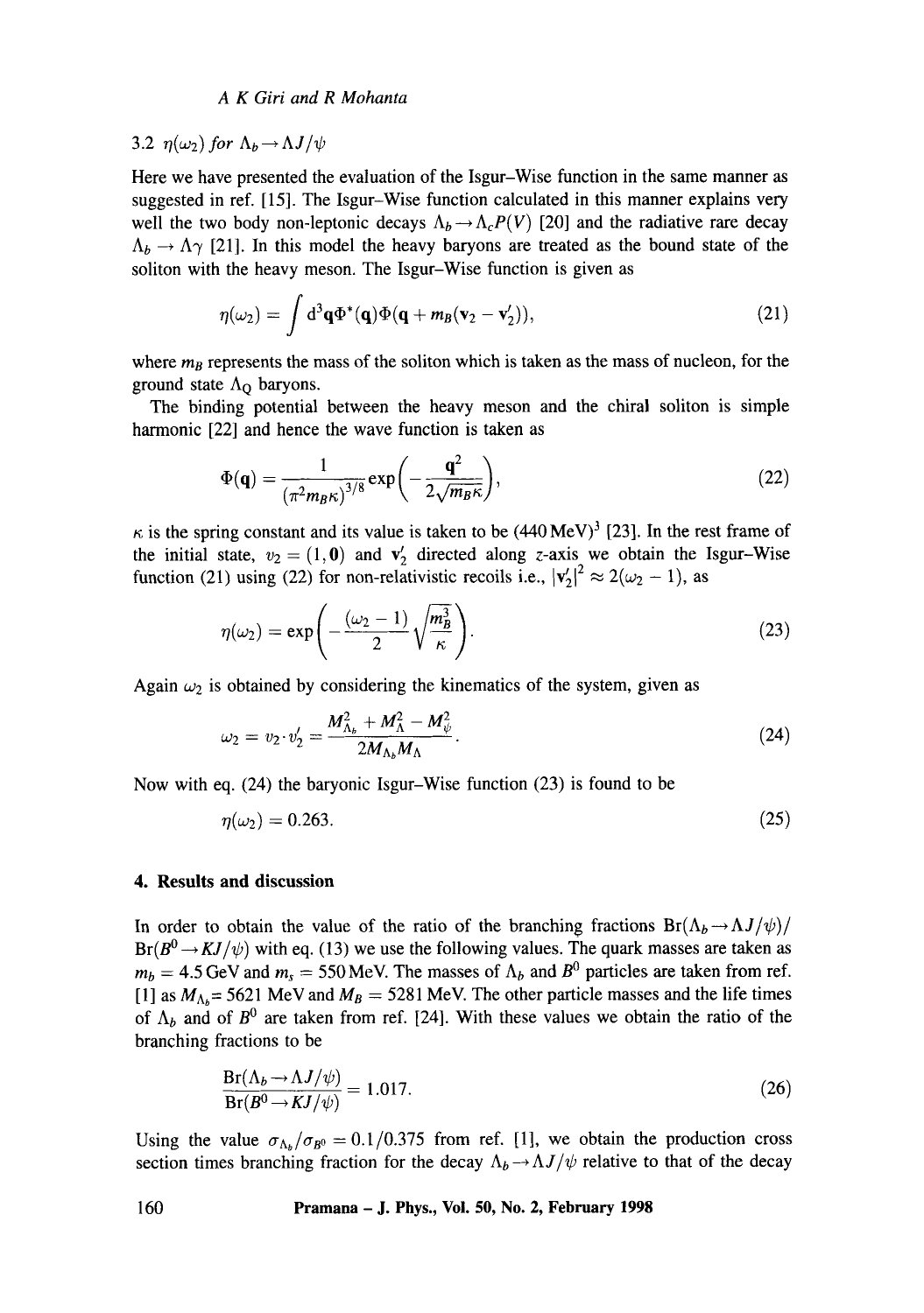### 3.2 $\eta(\omega_2)$ for $\Lambda_b \to \Lambda J/\psi$

Here we have presented the evaluation of the Isgur–Wise function in the same manner as suggested in ref. [15]. The Isgur–Wise function calculated in this manner explains very well the two body non-leptonic decays $\Lambda_b \to \Lambda_c P(V)$ [20] and the radiative rare decay $\Lambda_b \to \Lambda\gamma$ [21]. In this model the heavy baryons are treated as the bound state of the soliton with the heavy meson. The Isgur–Wise function is given as

$$\eta(\omega_2) = \int d^3\mathbf{q}\Phi^*(\mathbf{q})\Phi(\mathbf{q} + m_B(\mathbf{v}_2 - \mathbf{v}_2')), \tag{21}$$

where $m_B$ represents the mass of the soliton which is taken as the mass of nucleon, for the ground state $\Lambda_Q$ baryons.

The binding potential between the heavy meson and the chiral soliton is simple harmonic [22] and hence the wave function is taken as

$$\Phi(\mathbf{q}) = \frac{1}{(\pi^2 m_B \kappa)^{3/8}} \exp\left(-\frac{\mathbf{q}^2}{2\sqrt{m_B\kappa}}\right), \tag{22}$$

$\kappa$ is the spring constant and its value is taken to be $(440\,\text{MeV})^3$ [23]. In the rest frame of the initial state, $v_2 = (1, \mathbf{0})$ and $\mathbf{v}_2'$ directed along $z$-axis we obtain the Isgur–Wise function (21) using (22) for non-relativistic recoils i.e., $|\mathbf{v}_2'|^2 \approx 2(\omega_2 - 1)$, as

$$\eta(\omega_2) = \exp\left(-\frac{(\omega_2 - 1)}{2}\sqrt{\frac{m_B^3}{\kappa}}\right). \tag{23}$$

Again $\omega_2$ is obtained by considering the kinematics of the system, given as

$$\omega_2 = v_2 \cdot v_2' = \frac{M_{\Lambda_b}^2 + M_\Lambda^2 - M_\psi^2}{2M_{\Lambda_b}M_\Lambda}. \tag{24}$$

Now with eq. (24) the baryonic Isgur–Wise function (23) is found to be

$$\eta(\omega_2) = 0.263. \tag{25}$$

## 4. Results and discussion

In order to obtain the value of the ratio of the branching fractions $\text{Br}(\Lambda_b \to \Lambda J/\psi)/\text{Br}(B^0 \to KJ/\psi)$ with eq. (13) we use the following values. The quark masses are taken as $m_b = 4.5\,\text{GeV}$ and $m_s = 550\,\text{MeV}$. The masses of $\Lambda_b$ and $B^0$ particles are taken from ref. [1] as $M_{\Lambda_b} = 5621$ MeV and $M_B = 5281$ MeV. The other particle masses and the life times of $\Lambda_b$ and of $B^0$ are taken from ref. [24]. With these values we obtain the ratio of the branching fractions to be

$$\frac{\text{Br}(\Lambda_b \to \Lambda J/\psi)}{\text{Br}(B^0 \to KJ/\psi)} = 1.017. \tag{26}$$

Using the value $\sigma_{\Lambda_b}/\sigma_{B^0} = 0.1/0.375$ from ref. [1], we obtain the production cross section times branching fraction for the decay $\Lambda_b \to \Lambda J/\psi$ relative to that of the decay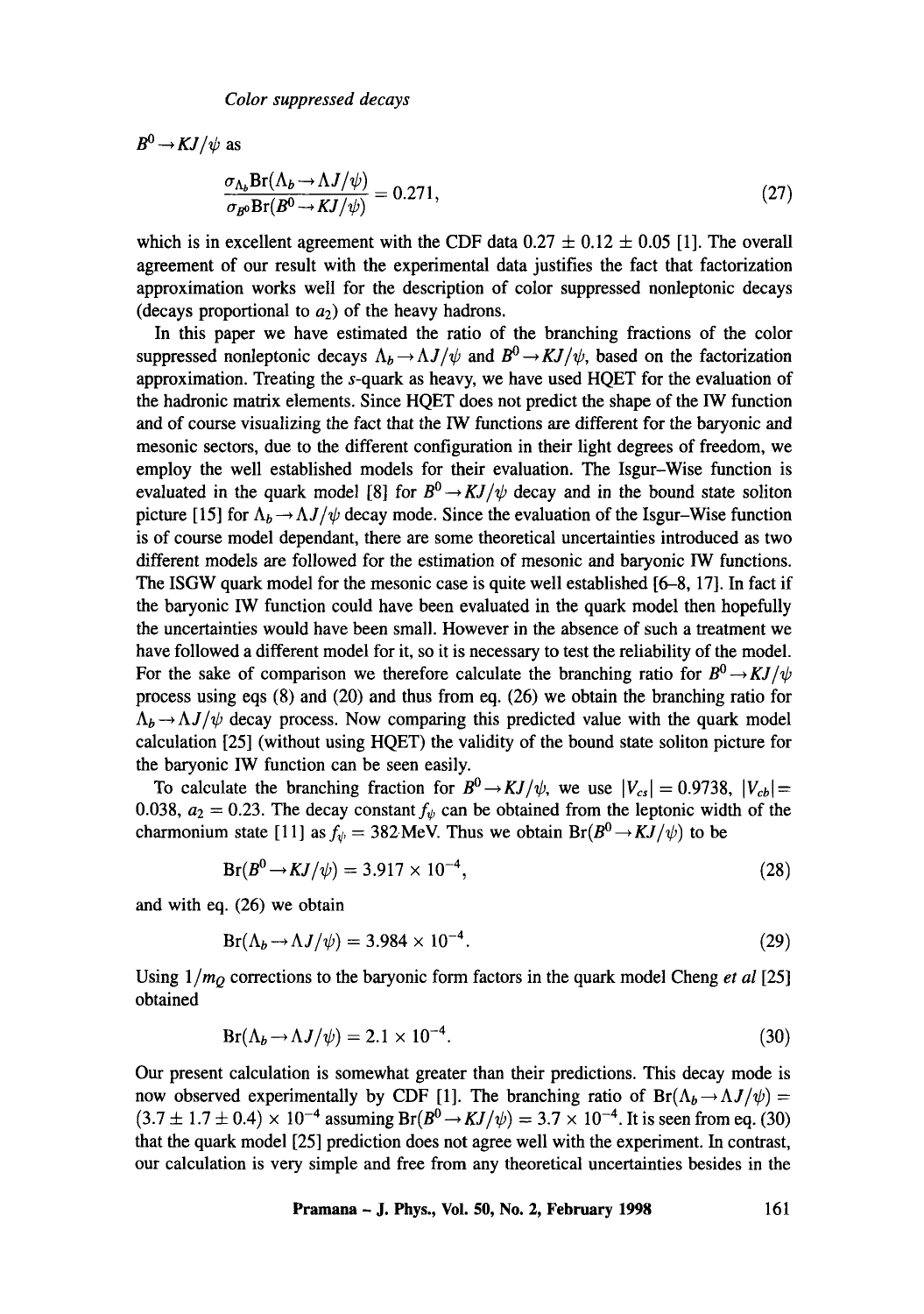$B^0 \to KJ/\psi$ as

$$\frac{\sigma_{\Lambda_b} \mathrm{Br}(\Lambda_b \to \Lambda J/\psi)}{\sigma_{B^0} \mathrm{Br}(B^0 \to KJ/\psi)} = 0.271, \tag{27}$$

which is in excellent agreement with the CDF data $0.27 \pm 0.12 \pm 0.05$ [1]. The overall agreement of our result with the experimental data justifies the fact that factorization approximation works well for the description of color suppressed nonleptonic decays (decays proportional to $a_2$) of the heavy hadrons.

In this paper we have estimated the ratio of the branching fractions of the color suppressed nonleptonic decays $\Lambda_b \to \Lambda J/\psi$ and $B^0 \to KJ/\psi$, based on the factorization approximation. Treating the $s$-quark as heavy, we have used HQET for the evaluation of the hadronic matrix elements. Since HQET does not predict the shape of the IW function and of course visualizing the fact that the IW functions are different for the baryonic and mesonic sectors, due to the different configuration in their light degrees of freedom, we employ the well established models for their evaluation. The Isgur–Wise function is evaluated in the quark model [8] for $B^0 \to KJ/\psi$ decay and in the bound state soliton picture [15] for $\Lambda_b \to \Lambda J/\psi$ decay mode. Since the evaluation of the Isgur–Wise function is of course model dependant, there are some theoretical uncertainties introduced as two different models are followed for the estimation of mesonic and baryonic IW functions. The ISGW quark model for the mesonic case is quite well established [6–8, 17]. In fact if the baryonic IW function could have been evaluated in the quark model then hopefully the uncertainties would have been small. However in the absence of such a treatment we have followed a different model for it, so it is necessary to test the reliability of the model. For the sake of comparison we therefore calculate the branching ratio for $B^0 \to KJ/\psi$ process using eqs (8) and (20) and thus from eq. (26) we obtain the branching ratio for $\Lambda_b \to \Lambda J/\psi$ decay process. Now comparing this predicted value with the quark model calculation [25] (without using HQET) the validity of the bound state soliton picture for the baryonic IW function can be seen easily.

To calculate the branching fraction for $B^0 \to KJ/\psi$, we use $|V_{cs}| = 0.9738$, $|V_{cb}| = 0.038$, $a_2 = 0.23$. The decay constant $f_\psi$ can be obtained from the leptonic width of the charmonium state [11] as $f_\psi = 382$ MeV. Thus we obtain $\mathrm{Br}(B^0 \to KJ/\psi)$ to be

$$\mathrm{Br}(B^0 \to KJ/\psi) = 3.917 \times 10^{-4}, \tag{28}$$

and with eq. (26) we obtain

$$\mathrm{Br}(\Lambda_b \to \Lambda J/\psi) = 3.984 \times 10^{-4}. \tag{29}$$

Using $1/m_Q$ corrections to the baryonic form factors in the quark model Cheng *et al* [25] obtained

$$\mathrm{Br}(\Lambda_b \to \Lambda J/\psi) = 2.1 \times 10^{-4}. \tag{30}$$

Our present calculation is somewhat greater than their predictions. This decay mode is now observed experimentally by CDF [1]. The branching ratio of $\mathrm{Br}(\Lambda_b \to \Lambda J/\psi) = (3.7 \pm 1.7 \pm 0.4) \times 10^{-4}$ assuming $\mathrm{Br}(B^0 \to KJ/\psi) = 3.7 \times 10^{-4}$. It is seen from eq. (30) that the quark model [25] prediction does not agree well with the experiment. In contrast, our calculation is very simple and free from any theoretical uncertainties besides in the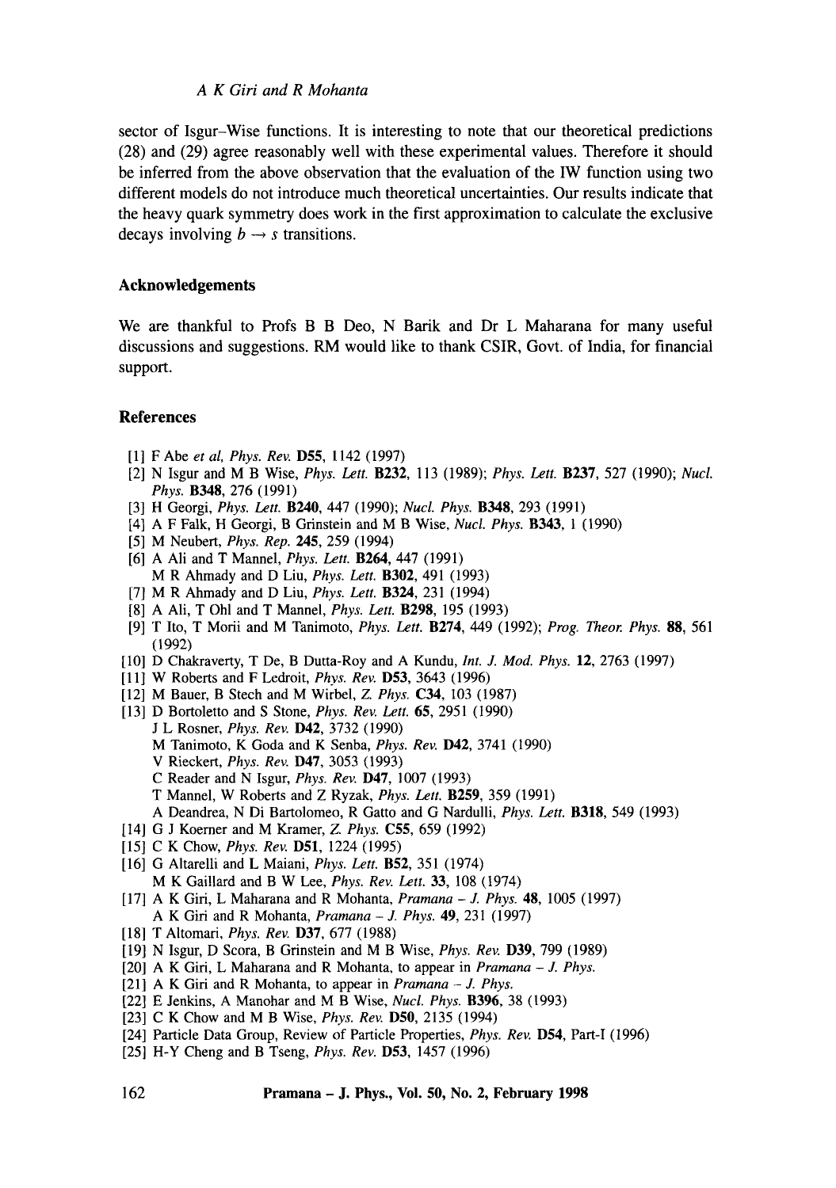sector of Isgur–Wise functions. It is interesting to note that our theoretical predictions (28) and (29) agree reasonably well with these experimental values. Therefore it should be inferred from the above observation that the evaluation of the IW function using two different models do not introduce much theoretical uncertainties. Our results indicate that the heavy quark symmetry does work in the first approximation to calculate the exclusive decays involving $b \to s$ transitions.

## Acknowledgements

We are thankful to Profs B B Deo, N Barik and Dr L Maharana for many useful discussions and suggestions. RM would like to thank CSIR, Govt. of India, for financial support.

## References

[1] F Abe *et al*, *Phys. Rev.* **D55**, 1142 (1997)
[2] N Isgur and M B Wise, *Phys. Lett.* **B232**, 113 (1989); *Phys. Lett.* **B237**, 527 (1990); *Nucl. Phys.* **B348**, 276 (1991)
[3] H Georgi, *Phys. Lett.* **B240**, 447 (1990); *Nucl. Phys.* **B348**, 293 (1991)
[4] A F Falk, H Georgi, B Grinstein and M B Wise, *Nucl. Phys.* **B343**, 1 (1990)
[5] M Neubert, *Phys. Rep.* **245**, 259 (1994)
[6] A Ali and T Mannel, *Phys. Lett.* **B264**, 447 (1991)
M R Ahmady and D Liu, *Phys. Lett.* **B302**, 491 (1993)
[7] M R Ahmady and D Liu, *Phys. Lett.* **B324**, 231 (1994)
[8] A Ali, T Ohl and T Mannel, *Phys. Lett.* **B298**, 195 (1993)
[9] T Ito, T Morii and M Tanimoto, *Phys. Lett.* **B274**, 449 (1992); *Prog. Theor. Phys.* **88**, 561 (1992)
[10] D Chakraverty, T De, B Dutta-Roy and A Kundu, *Int. J. Mod. Phys.* **12**, 2763 (1997)
[11] W Roberts and F Ledroit, *Phys. Rev.* **D53**, 3643 (1996)
[12] M Bauer, B Stech and M Wirbel, *Z. Phys.* **C34**, 103 (1987)
[13] D Bortoletto and S Stone, *Phys. Rev. Lett.* **65**, 2951 (1990)
J L Rosner, *Phys. Rev.* **D42**, 3732 (1990)
M Tanimoto, K Goda and K Senba, *Phys. Rev.* **D42**, 3741 (1990)
V Rieckert, *Phys. Rev.* **D47**, 3053 (1993)
C Reader and N Isgur, *Phys. Rev.* **D47**, 1007 (1993)
T Mannel, W Roberts and Z Ryzak, *Phys. Lett.* **B259**, 359 (1991)
A Deandrea, N Di Bartolomeo, R Gatto and G Nardulli, *Phys. Lett.* **B318**, 549 (1993)
[14] G J Koerner and M Kramer, *Z. Phys.* **C55**, 659 (1992)
[15] C K Chow, *Phys. Rev.* **D51**, 1224 (1995)
[16] G Altarelli and L Maiani, *Phys. Lett.* **B52**, 351 (1974)
M K Gaillard and B W Lee, *Phys. Rev. Lett.* **33**, 108 (1974)
[17] A K Giri, L Maharana and R Mohanta, *Pramana – J. Phys.* **48**, 1005 (1997)
A K Giri and R Mohanta, *Pramana – J. Phys.* **49**, 231 (1997)
[18] T Altomari, *Phys. Rev.* **D37**, 677 (1988)
[19] N Isgur, D Scora, B Grinstein and M B Wise, *Phys. Rev.* **D39**, 799 (1989)
[20] A K Giri, L Maharana and R Mohanta, to appear in *Pramana – J. Phys.*
[21] A K Giri and R Mohanta, to appear in *Pramana – J. Phys.*
[22] E Jenkins, A Manohar and M B Wise, *Nucl. Phys.* **B396**, 38 (1993)
[23] C K Chow and M B Wise, *Phys. Rev.* **D50**, 2135 (1994)
[24] Particle Data Group, Review of Particle Properties, *Phys. Rev.* **D54**, Part-I (1996)
[25] H-Y Cheng and B Tseng, *Phys. Rev.* **D53**, 1457 (1996)